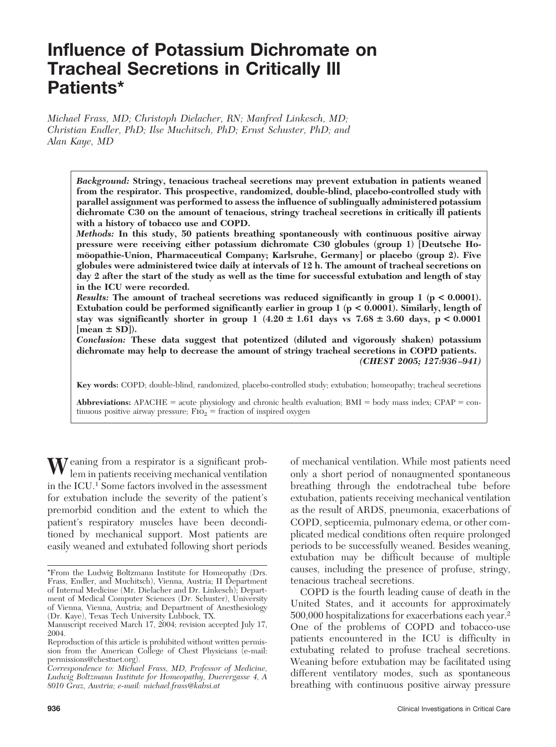# Influence of Potassium Dichromate on Tracheal Secretions in Critically Ill Patients*

*Michael Frass, MD; Christoph Dielacher, RN; Manfred Linkesch, MD; Christian Endler, PhD; Ilse Muchitsch, PhD; Ernst Schuster, PhD; and Alan Kaye, MD*

***Background:*** **Stringy, tenacious tracheal secretions may prevent extubation in patients weaned from the respirator. This prospective, randomized, double-blind, placebo-controlled study with parallel assignment was performed to assess the influence of sublingually administered potassium dichromate C30 on the amount of tenacious, stringy tracheal secretions in critically ill patients with a history of tobacco use and COPD.**

***Methods:*** **In this study, 50 patients breathing spontaneously with continuous positive airway pressure were receiving either potassium dichromate C30 globules (group 1) [Deutsche Homöopathie-Union, Pharmaceutical Company; Karlsruhe, Germany] or placebo (group 2). Five globules were administered twice daily at intervals of 12 h. The amount of tracheal secretions on day 2 after the start of the study as well as the time for successful extubation and length of stay in the ICU were recorded.**

***Results:*** **The amount of tracheal secretions was reduced significantly in group 1 ($p < 0.0001$). Extubation could be performed significantly earlier in group 1 ($p < 0.0001$). Similarly, length of stay was significantly shorter in group 1 ($4.20 \pm 1.61$ days vs $7.68 \pm 3.60$ days, $p < 0.0001$ [mean ± SD]).**

***Conclusion:*** **These data suggest that potentized (diluted and vigorously shaken) potassium dichromate may help to decrease the amount of stringy tracheal secretions in COPD patients.**

***(CHEST 2005; 127:936–941)***

**Key words:** COPD; double-blind, randomized, placebo-controlled study; extubation; homeopathy; tracheal secretions

**Abbreviations:** APACHE = acute physiology and chronic health evaluation; BMI = body mass index; CPAP = continuous positive airway pressure; $FIO_2$ = fraction of inspired oxygen

Weaning from a respirator is a significant problem in patients receiving mechanical ventilation in the ICU.[1] Some factors involved in the assessment for extubation include the severity of the patient's premorbid condition and the extent to which the patient's respiratory muscles have been deconditioned by mechanical support. Most patients are easily weaned and extubated following short periods of mechanical ventilation. While most patients need only a short period of nonaugmented spontaneous breathing through the endotracheal tube before extubation, patients receiving mechanical ventilation as the result of ARDS, pneumonia, exacerbations of COPD, septicemia, pulmonary edema, or other complicated medical conditions often require prolonged periods to be successfully weaned. Besides weaning, extubation may be difficult because of multiple causes, including the presence of profuse, stringy, tenacious tracheal secretions.

COPD is the fourth leading cause of death in the United States, and it accounts for approximately 500,000 hospitalizations for exacerbations each year.[2] One of the problems of COPD and tobacco-use patients encountered in the ICU is difficulty in extubating related to profuse tracheal secretions. Weaning before extubation may be facilitated using different ventilatory modes, such as spontaneous breathing with continuous positive airway pressure

*From the Ludwig Boltzmann Institute for Homeopathy (Drs. Frass, Endler, and Muchitsch), Vienna, Austria; II Department of Internal Medicine (Mr. Dielacher and Dr. Linkesch); Department of Medical Computer Sciences (Dr. Schuster), University of Vienna, Vienna, Austria; and Department of Anesthesiology (Dr. Kaye), Texas Tech University Lubbock, TX.

Manuscript received March 17, 2004; revision accepted July 17, 2004.

Reproduction of this article is prohibited without written permission from the American College of Chest Physicians (e-mail: permissions@chestnet.org).

*Correspondence to: Michael Frass, MD, Professor of Medicine, Ludwig Boltzmann Institute for Homeopathy, Duerergasse 4, A 8010 Graz, Austria; e-mail: michael.frass@kabsi.at*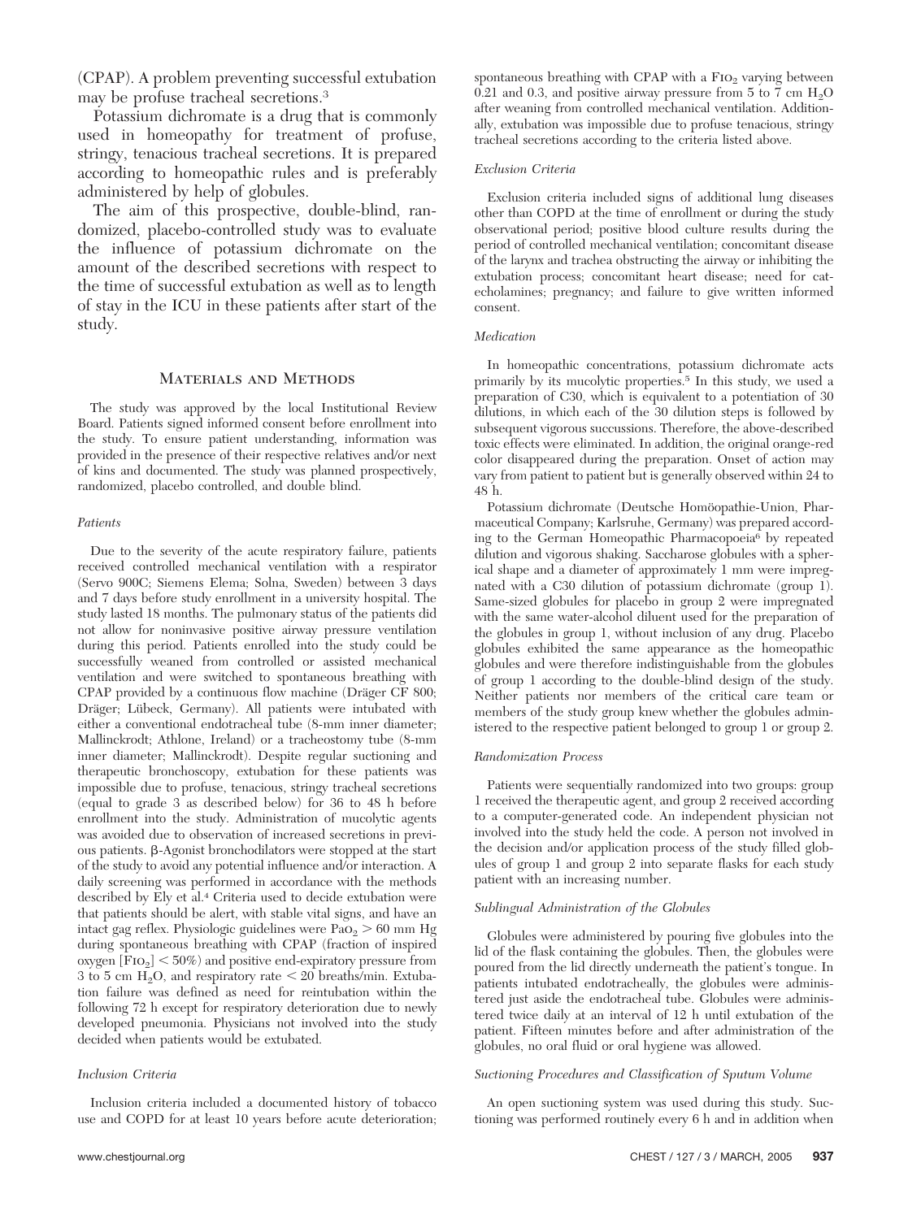(CPAP). A problem preventing successful extubation may be profuse tracheal secretions.[3]

Potassium dichromate is a drug that is commonly used in homeopathy for treatment of profuse, stringy, tenacious tracheal secretions. It is prepared according to homeopathic rules and is preferably administered by help of globules.

The aim of this prospective, double-blind, randomized, placebo-controlled study was to evaluate the influence of potassium dichromate on the amount of the described secretions with respect to the time of successful extubation as well as to length of stay in the ICU in these patients after start of the study.

## Materials and Methods

The study was approved by the local Institutional Review Board. Patients signed informed consent before enrollment into the study. To ensure patient understanding, information was provided in the presence of their respective relatives and/or next of kins and documented. The study was planned prospectively, randomized, placebo controlled, and double blind.

### *Patients*

Due to the severity of the acute respiratory failure, patients received controlled mechanical ventilation with a respirator (Servo 900C; Siemens Elema; Solna, Sweden) between 3 days and 7 days before study enrollment in a university hospital. The study lasted 18 months. The pulmonary status of the patients did not allow for noninvasive positive airway pressure ventilation during this period. Patients enrolled into the study could be successfully weaned from controlled or assisted mechanical ventilation and were switched to spontaneous breathing with CPAP provided by a continuous flow machine (Dräger CF 800; Dräger; Lübeck, Germany). All patients were intubated with either a conventional endotracheal tube (8-mm inner diameter; Mallinckrodt; Athlone, Ireland) or a tracheostomy tube (8-mm inner diameter; Mallinckrodt). Despite regular suctioning and therapeutic bronchoscopy, extubation for these patients was impossible due to profuse, tenacious, stringy tracheal secretions (equal to grade 3 as described below) for 36 to 48 h before enrollment into the study. Administration of mucolytic agents was avoided due to observation of increased secretions in previous patients. β-Agonist bronchodilators were stopped at the start of the study to avoid any potential influence and/or interaction. A daily screening was performed in accordance with the methods described by Ely et al.[4] Criteria used to decide extubation were that patients should be alert, with stable vital signs, and have an intact gag reflex. Physiologic guidelines were $Pa_{O_2} > 60$ mm Hg during spontaneous breathing with CPAP (fraction of inspired oxygen [$F_{IO_2}$] < 50%) and positive end-expiratory pressure from 3 to 5 cm $H_2O$, and respiratory rate < 20 breaths/min. Extubation failure was defined as need for reintubation within the following 72 h except for respiratory deterioration due to newly developed pneumonia. Physicians not involved into the study decided when patients would be extubated.

### *Inclusion Criteria*

Inclusion criteria included a documented history of tobacco use and COPD for at least 10 years before acute deterioration; spontaneous breathing with CPAP with a $F_{IO_2}$ varying between 0.21 and 0.3, and positive airway pressure from 5 to 7 cm $H_2O$ after weaning from controlled mechanical ventilation. Additionally, extubation was impossible due to profuse tenacious, stringy tracheal secretions according to the criteria listed above.

### *Exclusion Criteria*

Exclusion criteria included signs of additional lung diseases other than COPD at the time of enrollment or during the study observational period; positive blood culture results during the period of controlled mechanical ventilation; concomitant disease of the larynx and trachea obstructing the airway or inhibiting the extubation process; concomitant heart disease; need for catecholamines; pregnancy; and failure to give written informed consent.

### *Medication*

In homeopathic concentrations, potassium dichromate acts primarily by its mucolytic properties.[5] In this study, we used a preparation of C30, which is equivalent to a potentiation of 30 dilutions, in which each of the 30 dilution steps is followed by subsequent vigorous succussions. Therefore, the above-described toxic effects were eliminated. In addition, the original orange-red color disappeared during the preparation. Onset of action may vary from patient to patient but is generally observed within 24 to 48 h.

Potassium dichromate (Deutsche Homöopathie-Union, Pharmaceutical Company; Karlsruhe, Germany) was prepared according to the German Homeopathic Pharmacopoeia[6] by repeated dilution and vigorous shaking. Saccharose globules with a spherical shape and a diameter of approximately 1 mm were impregnated with a C30 dilution of potassium dichromate (group 1). Same-sized globules for placebo in group 2 were impregnated with the same water-alcohol diluent used for the preparation of the globules in group 1, without inclusion of any drug. Placebo globules exhibited the same appearance as the homeopathic globules and were therefore indistinguishable from the globules of group 1 according to the double-blind design of the study. Neither patients nor members of the critical care team or members of the study group knew whether the globules administered to the respective patient belonged to group 1 or group 2.

### *Randomization Process*

Patients were sequentially randomized into two groups: group 1 received the therapeutic agent, and group 2 received according to a computer-generated code. An independent physician not involved into the study held the code. A person not involved in the decision and/or application process of the study filled globules of group 1 and group 2 into separate flasks for each study patient with an increasing number.

### *Sublingual Administration of the Globules*

Globules were administered by pouring five globules into the lid of the flask containing the globules. Then, the globules were poured from the lid directly underneath the patient's tongue. In patients intubated endotracheally, the globules were administered just aside the endotracheal tube. Globules were administered twice daily at an interval of 12 h until extubation of the patient. Fifteen minutes before and after administration of the globules, no oral fluid or oral hygiene was allowed.

### *Suctioning Procedures and Classification of Sputum Volume*

An open suctioning system was used during this study. Suctioning was performed routinely every 6 h and in addition when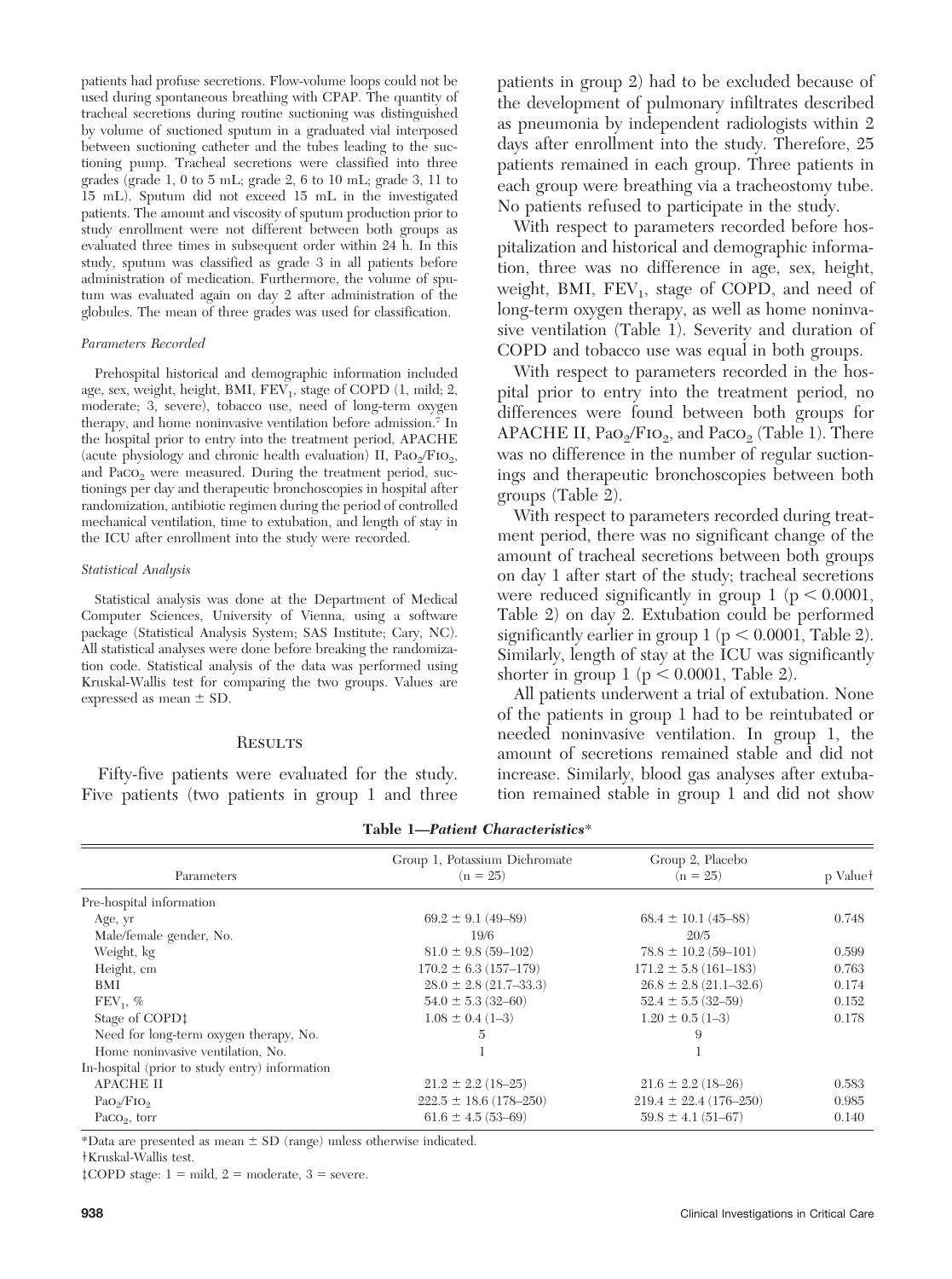patients had profuse secretions. Flow-volume loops could not be used during spontaneous breathing with CPAP. The quantity of tracheal secretions during routine suctioning was distinguished by volume of suctioned sputum in a graduated vial interposed between suctioning catheter and the tubes leading to the suctioning pump. Tracheal secretions were classified into three grades (grade 1, 0 to 5 mL; grade 2, 6 to 10 mL; grade 3, 11 to 15 mL). Sputum did not exceed 15 mL in the investigated patients. The amount and viscosity of sputum production prior to study enrollment were not different between both groups as evaluated three times in subsequent order within 24 h. In this study, sputum was classified as grade 3 in all patients before administration of medication. Furthermore, the volume of sputum was evaluated again on day 2 after administration of the globules. The mean of three grades was used for classification.

*Parameters Recorded*

Prehospital historical and demographic information included age, sex, weight, height, BMI, $FEV_1$, stage of COPD (1, mild; 2, moderate; 3, severe), tobacco use, need of long-term oxygen therapy, and home noninvasive ventilation before admission.[7] In the hospital prior to entry into the treatment period, APACHE (acute physiology and chronic health evaluation) II, $PaO_2/FIO_2$, and $PaCO_2$ were measured. During the treatment period, suctionings per day and therapeutic bronchoscopies in hospital after randomization, antibiotic regimen during the period of controlled mechanical ventilation, time to extubation, and length of stay in the ICU after enrollment into the study were recorded.

*Statistical Analysis*

Statistical analysis was done at the Department of Medical Computer Sciences, University of Vienna, using a software package (Statistical Analysis System; SAS Institute; Cary, NC). All statistical analyses were done before breaking the randomization code. Statistical analysis of the data was performed using Kruskal-Wallis test for comparing the two groups. Values are expressed as mean ± SD.

## Results

Fifty-five patients were evaluated for the study. Five patients (two patients in group 1 and three patients in group 2) had to be excluded because of the development of pulmonary infiltrates described as pneumonia by independent radiologists within 2 days after enrollment into the study. Therefore, 25 patients remained in each group. Three patients in each group were breathing via a tracheostomy tube. No patients refused to participate in the study.

With respect to parameters recorded before hospitalization and historical and demographic information, three was no difference in age, sex, height, weight, BMI, $FEV_1$, stage of COPD, and need of long-term oxygen therapy, as well as home noninvasive ventilation (Table 1). Severity and duration of COPD and tobacco use was equal in both groups.

With respect to parameters recorded in the hospital prior to entry into the treatment period, no differences were found between both groups for APACHE II, $PaO_2/FIO_2$, and $PaCO_2$ (Table 1). There was no difference in the number of regular suctionings and therapeutic bronchoscopies between both groups (Table 2).

With respect to parameters recorded during treatment period, there was no significant change of the amount of tracheal secretions between both groups on day 1 after start of the study; tracheal secretions were reduced significantly in group 1 ($p < 0.0001$, Table 2) on day 2. Extubation could be performed significantly earlier in group 1 ($p < 0.0001$, Table 2). Similarly, length of stay at the ICU was significantly shorter in group 1 ($p < 0.0001$, Table 2).

All patients underwent a trial of extubation. None of the patients in group 1 had to be reintubated or needed noninvasive ventilation. In group 1, the amount of secretions remained stable and did not increase. Similarly, blood gas analyses after extubation remained stable in group 1 and did not show

**Table 1—*Patient Characteristics*\***

| Parameters | Group 1, Potassium Dichromate (n = 25) | Group 2, Placebo (n = 25) | p Value† |
|---|---|---|---|
| Pre-hospital information | | | |
| Age, yr | 69.2 ± 9.1 (49–89) | 68.4 ± 10.1 (45–88) | 0.748 |
| Male/female gender, No. | 19/6 | 20/5 | |
| Weight, kg | 81.0 ± 9.8 (59–102) | 78.8 ± 10.2 (59–101) | 0.599 |
| Height, cm | 170.2 ± 6.3 (157–179) | 171.2 ± 5.8 (161–183) | 0.763 |
| BMI | 28.0 ± 2.8 (21.7–33.3) | 26.8 ± 2.8 (21.1–32.6) | 0.174 |
| $FEV_1$, % | 54.0 ± 5.3 (32–60) | 52.4 ± 5.5 (32–59) | 0.152 |
| Stage of COPD‡ | 1.08 ± 0.4 (1–3) | 1.20 ± 0.5 (1–3) | 0.178 |
| Need for long-term oxygen therapy, No. | 5 | 9 | |
| Home noninvasive ventilation, No. | 1 | 1 | |
| In-hospital (prior to study entry) information | | | |
| APACHE II | 21.2 ± 2.2 (18–25) | 21.6 ± 2.2 (18–26) | 0.583 |
| $PaO_2/FIO_2$ | 222.5 ± 18.6 (178–250) | 219.4 ± 22.4 (176–250) | 0.985 |
| $PaCO_2$, torr | 61.6 ± 4.5 (53–69) | 59.8 ± 4.1 (51–67) | 0.140 |

\*Data are presented as mean ± SD (range) unless otherwise indicated.

†Kruskal-Wallis test.

‡COPD stage: 1 = mild, 2 = moderate, 3 = severe.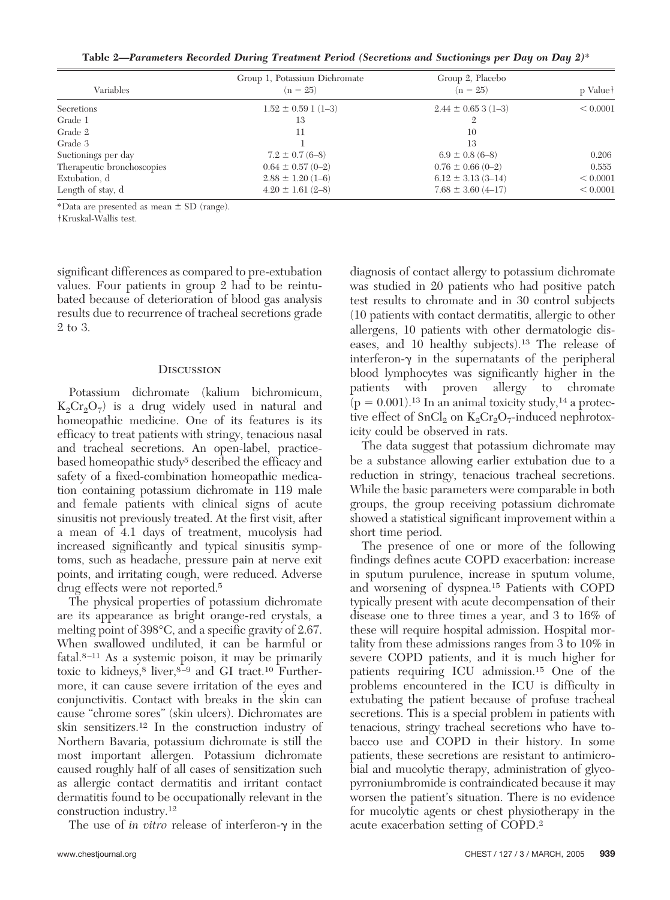**Table 2—Parameters Recorded During Treatment Period (Secretions and Suctionings per Day on Day 2)***

| Variables | Group 1, Potassium Dichromate (n = 25) | Group 2, Placebo (n = 25) | p Value† |
|---|---|---|---|
| Secretions | 1.52 ± 0.59 1 (1–3) | 2.44 ± 0.65 3 (1–3) | < 0.0001 |
| Grade 1 | 13 | 2 | |
| Grade 2 | 11 | 10 | |
| Grade 3 | 1 | 13 | |
| Suctionings per day | 7.2 ± 0.7 (6–8) | 6.9 ± 0.8 (6–8) | 0.206 |
| Therapeutic bronchoscopies | 0.64 ± 0.57 (0–2) | 0.76 ± 0.66 (0–2) | 0.555 |
| Extubation, d | 2.88 ± 1.20 (1–6) | 6.12 ± 3.13 (3–14) | < 0.0001 |
| Length of stay, d | 4.20 ± 1.61 (2–8) | 7.68 ± 3.60 (4–17) | < 0.0001 |

*Data are presented as mean ± SD (range).

†Kruskal-Wallis test.

significant differences as compared to pre-extubation values. Four patients in group 2 had to be reintubated because of deterioration of blood gas analysis results due to recurrence of tracheal secretions grade 2 to 3.

## Discussion

Potassium dichromate (kalium bichromicum, $K_2Cr_2O_7$) is a drug widely used in natural and homeopathic medicine. One of its features is its efficacy to treat patients with stringy, tenacious nasal and tracheal secretions. An open-label, practice-based homeopathic study[5] described the efficacy and safety of a fixed-combination homeopathic medication containing potassium dichromate in 119 male and female patients with clinical signs of acute sinusitis not previously treated. At the first visit, after a mean of 4.1 days of treatment, mucolysis had increased significantly and typical sinusitis symptoms, such as headache, pressure pain at nerve exit points, and irritating cough, were reduced. Adverse drug effects were not reported.[5]

The physical properties of potassium dichromate are its appearance as bright orange-red crystals, a melting point of 398°C, and a specific gravity of 2.67. When swallowed undiluted, it can be harmful or fatal.[8–11] As a systemic poison, it may be primarily toxic to kidneys,[8] liver,[8–9] and GI tract.[10] Furthermore, it can cause severe irritation of the eyes and conjunctivitis. Contact with breaks in the skin can cause "chrome sores" (skin ulcers). Dichromates are skin sensitizers.[12] In the construction industry of Northern Bavaria, potassium dichromate is still the most important allergen. Potassium dichromate caused roughly half of all cases of sensitization such as allergic contact dermatitis and irritant contact dermatitis found to be occupationally relevant in the construction industry.[12]

The use of *in vitro* release of interferon-$\gamma$ in the diagnosis of contact allergy to potassium dichromate was studied in 20 patients who had positive patch test results to chromate and in 30 control subjects (10 patients with contact dermatitis, allergic to other allergens, 10 patients with other dermatologic diseases, and 10 healthy subjects).[13] The release of interferon-$\gamma$ in the supernatants of the peripheral blood lymphocytes was significantly higher in the patients with proven allergy to chromate ($p = 0.001$).[13] In an animal toxicity study,[14] a protective effect of $SnCl_2$ on $K_2Cr_2O_7$-induced nephrotoxicity could be observed in rats.

The data suggest that potassium dichromate may be a substance allowing earlier extubation due to a reduction in stringy, tenacious tracheal secretions. While the basic parameters were comparable in both groups, the group receiving potassium dichromate showed a statistical significant improvement within a short time period.

The presence of one or more of the following findings defines acute COPD exacerbation: increase in sputum purulence, increase in sputum volume, and worsening of dyspnea.[15] Patients with COPD typically present with acute decompensation of their disease one to three times a year, and 3 to 16% of these will require hospital admission. Hospital mortality from these admissions ranges from 3 to 10% in severe COPD patients, and it is much higher for patients requiring ICU admission.[15] One of the problems encountered in the ICU is difficulty in extubating the patient because of profuse tracheal secretions. This is a special problem in patients with tenacious, stringy tracheal secretions who have tobacco use and COPD in their history. In some patients, these secretions are resistant to antimicrobial and mucolytic therapy, administration of glycopyrroniumbromide is contraindicated because it may worsen the patient's situation. There is no evidence for mucolytic agents or chest physiotherapy in the acute exacerbation setting of COPD.[2]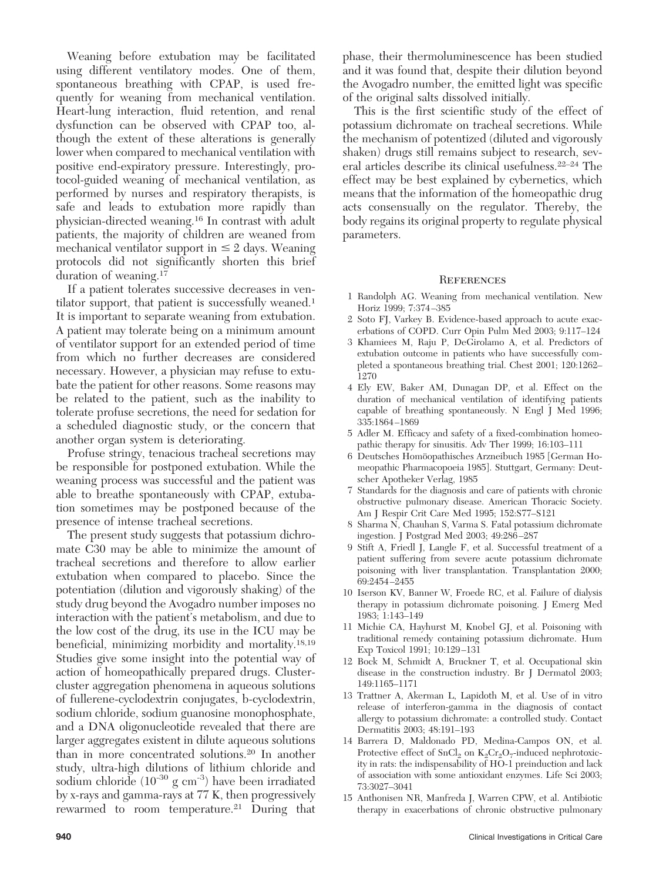Weaning before extubation may be facilitated using different ventilatory modes. One of them, spontaneous breathing with CPAP, is used frequently for weaning from mechanical ventilation. Heart-lung interaction, fluid retention, and renal dysfunction can be observed with CPAP too, although the extent of these alterations is generally lower when compared to mechanical ventilation with positive end-expiratory pressure. Interestingly, protocol-guided weaning of mechanical ventilation, as performed by nurses and respiratory therapists, is safe and leads to extubation more rapidly than physician-directed weaning.[16] In contrast with adult patients, the majority of children are weaned from mechanical ventilator support in $\leq$ 2 days. Weaning protocols did not significantly shorten this brief duration of weaning.[17]

If a patient tolerates successive decreases in ventilator support, that patient is successfully weaned.[1] It is important to separate weaning from extubation. A patient may tolerate being on a minimum amount of ventilator support for an extended period of time from which no further decreases are considered necessary. However, a physician may refuse to extubate the patient for other reasons. Some reasons may be related to the patient, such as the inability to tolerate profuse secretions, the need for sedation for a scheduled diagnostic study, or the concern that another organ system is deteriorating.

Profuse stringy, tenacious tracheal secretions may be responsible for postponed extubation. While the weaning process was successful and the patient was able to breathe spontaneously with CPAP, extubation sometimes may be postponed because of the presence of intense tracheal secretions.

The present study suggests that potassium dichromate C30 may be able to minimize the amount of tracheal secretions and therefore to allow earlier extubation when compared to placebo. Since the potentiation (dilution and vigorously shaking) of the study drug beyond the Avogadro number imposes no interaction with the patient's metabolism, and due to the low cost of the drug, its use in the ICU may be beneficial, minimizing morbidity and mortality.[18,19] Studies give some insight into the potential way of action of homeopathically prepared drugs. Cluster-cluster aggregation phenomena in aqueous solutions of fullerene-cyclodextrin conjugates, b-cyclodextrin, sodium chloride, sodium guanosine monophosphate, and a DNA oligonucleotide revealed that there are larger aggregates existent in dilute aqueous solutions than in more concentrated solutions.[20] In another study, ultra-high dilutions of lithium chloride and sodium chloride ($10^{-30}$ g $cm^{-3}$) have been irradiated by x-rays and gamma-rays at 77 K, then progressively rewarmed to room temperature.[21] During that phase, their thermoluminescence has been studied and it was found that, despite their dilution beyond the Avogadro number, the emitted light was specific of the original salts dissolved initially.

This is the first scientific study of the effect of potassium dichromate on tracheal secretions. While the mechanism of potentized (diluted and vigorously shaken) drugs still remains subject to research, several articles describe its clinical usefulness.[22–24] The effect may be best explained by cybernetics, which means that the information of the homeopathic drug acts consensually on the regulator. Thereby, the body regains its original property to regulate physical parameters.

## References

1 Randolph AG. Weaning from mechanical ventilation. New Horiz 1999; 7:374–385

2 Soto FJ, Varkey B. Evidence-based approach to acute exacerbations of COPD. Curr Opin Pulm Med 2003; 9:117–124

3 Khamiees M, Raju P, DeGirolamo A, et al. Predictors of extubation outcome in patients who have successfully completed a spontaneous breathing trial. Chest 2001; 120:1262–1270

4 Ely EW, Baker AM, Dunagan DP, et al. Effect on the duration of mechanical ventilation of identifying patients capable of breathing spontaneously. N Engl J Med 1996; 335:1864–1869

5 Adler M. Efficacy and safety of a fixed-combination homeopathic therapy for sinusitis. Adv Ther 1999; 16:103–111

6 Deutsches Homöopathisches Arzneibuch 1985 [German Homeopathic Pharmacopoeia 1985]. Stuttgart, Germany: Deutscher Apotheker Verlag, 1985

7 Standards for the diagnosis and care of patients with chronic obstructive pulmonary disease. American Thoracic Society. Am J Respir Crit Care Med 1995; 152:S77–S121

8 Sharma N, Chauhan S, Varma S. Fatal potassium dichromate ingestion. J Postgrad Med 2003; 49:286–287

9 Stift A, Friedl J, Langle F, et al. Successful treatment of a patient suffering from severe acute potassium dichromate poisoning with liver transplantation. Transplantation 2000; 69:2454–2455

10 Iserson KV, Banner W, Froede RC, et al. Failure of dialysis therapy in potassium dichromate poisoning. J Emerg Med 1983; 1:143–149

11 Michie CA, Hayhurst M, Knobel GJ, et al. Poisoning with traditional remedy containing potassium dichromate. Hum Exp Toxicol 1991; 10:129–131

12 Bock M, Schmidt A, Bruckner T, et al. Occupational skin disease in the construction industry. Br J Dermatol 2003; 149:1165–1171

13 Trattner A, Akerman L, Lapidoth M, et al. Use of in vitro release of interferon-gamma in the diagnosis of contact allergy to potassium dichromate: a controlled study. Contact Dermatitis 2003; 48:191–193

14 Barrera D, Maldonado PD, Medina-Campos ON, et al. Protective effect of $SnCl_2$ on $K_2Cr_2O_7$-induced nephrotoxicity in rats: the indispensability of HO-1 preinduction and lack of association with some antioxidant enzymes. Life Sci 2003; 73:3027–3041

15 Anthonisen NR, Manfreda J, Warren CPW, et al. Antibiotic therapy in exacerbations of chronic obstructive pulmonary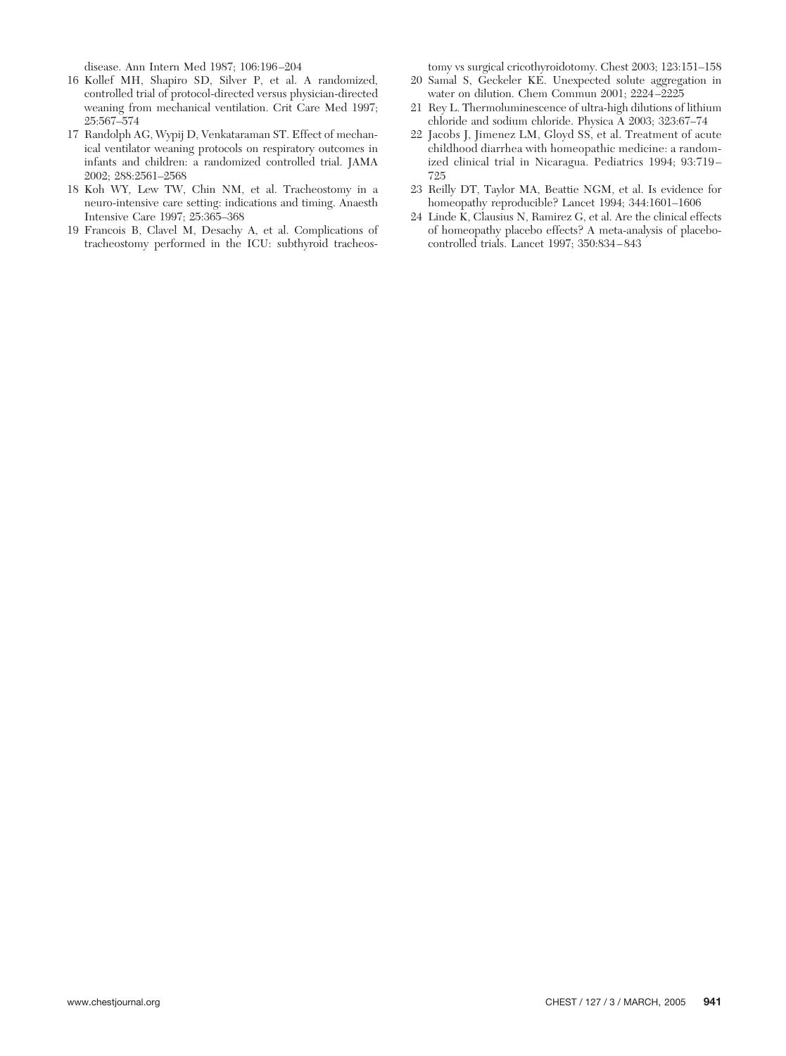disease. Ann Intern Med 1987; 106:196–204

16 Kollef MH, Shapiro SD, Silver P, et al. A randomized, controlled trial of protocol-directed versus physician-directed weaning from mechanical ventilation. Crit Care Med 1997; 25:567–574

17 Randolph AG, Wypij D, Venkataraman ST. Effect of mechanical ventilator weaning protocols on respiratory outcomes in infants and children: a randomized controlled trial. JAMA 2002; 288:2561–2568

18 Koh WY, Lew TW, Chin NM, et al. Tracheostomy in a neuro-intensive care setting: indications and timing. Anaesth Intensive Care 1997; 25:365–368

19 Francois B, Clavel M, Desachy A, et al. Complications of tracheostomy performed in the ICU: subthyroid tracheostomy vs surgical cricothyroidotomy. Chest 2003; 123:151–158

20 Samal S, Geckeler KE. Unexpected solute aggregation in water on dilution. Chem Commun 2001; 2224–2225

21 Rey L. Thermoluminescence of ultra-high dilutions of lithium chloride and sodium chloride. Physica A 2003; 323:67–74

22 Jacobs J, Jimenez LM, Gloyd SS, et al. Treatment of acute childhood diarrhea with homeopathic medicine: a randomized clinical trial in Nicaragua. Pediatrics 1994; 93:719–725

23 Reilly DT, Taylor MA, Beattie NGM, et al. Is evidence for homeopathy reproducible? Lancet 1994; 344:1601–1606

24 Linde K, Clausius N, Ramirez G, et al. Are the clinical effects of homeopathy placebo effects? A meta-analysis of placebo-controlled trials. Lancet 1997; 350:834–843